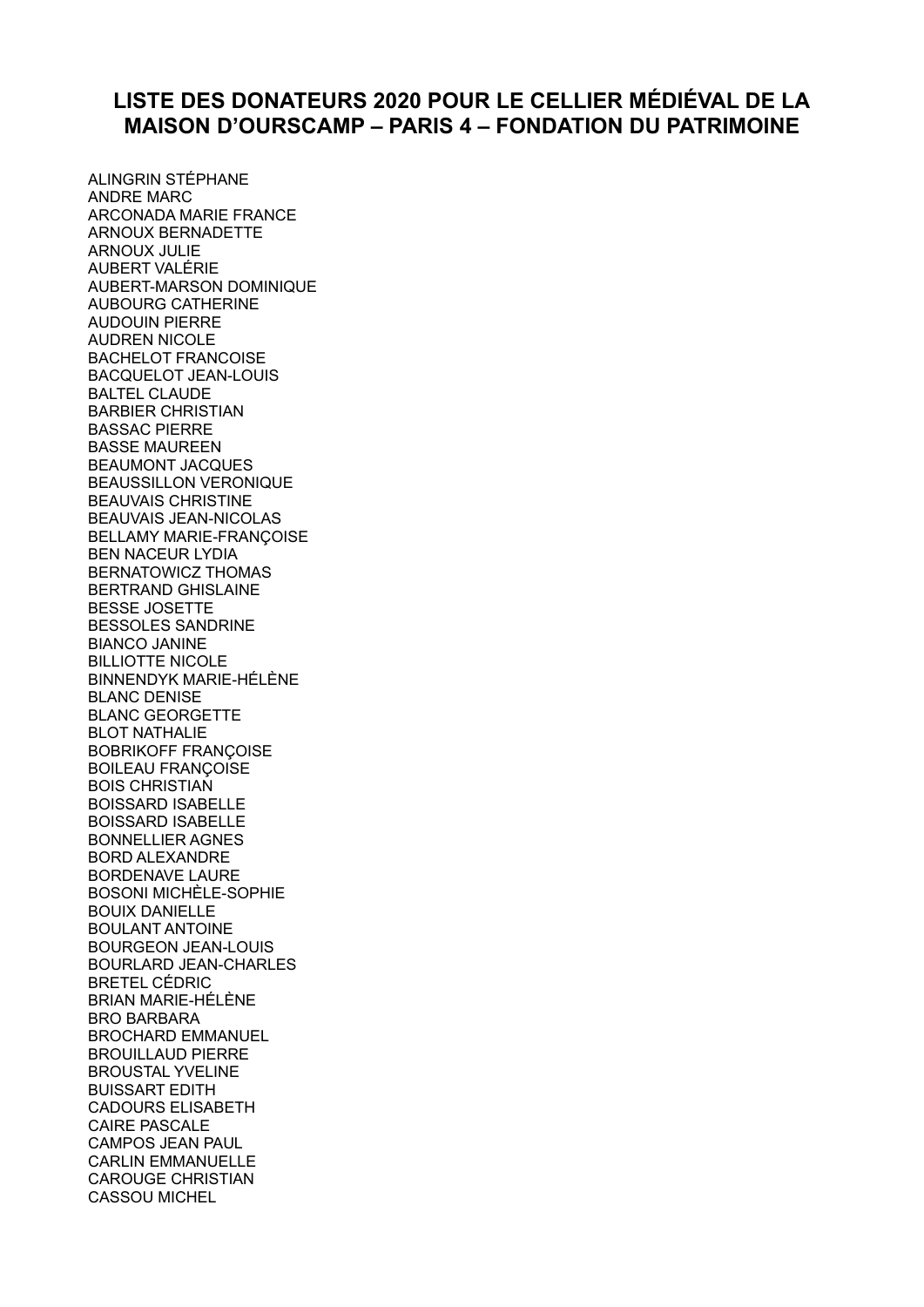# LISTE DES DONATEURS 2020 POUR LE CELLIER MÉDIÉVAL DE LA MAISON D'OURSCAMP – PARIS 4 – FONDATION DU PATRIMOINE

ALINGRIN STÉPHANE
ANDRE MARC
ARCONADA MARIE FRANCE
ARNOUX BERNADETTE
ARNOUX JULIE
AUBERT VALÉRIE
AUBERT-MARSON DOMINIQUE
AUBOURG CATHERINE
AUDOUIN PIERRE
AUDREN NICOLE
BACHELOT FRANCOISE
BACQUELOT JEAN-LOUIS
BALTEL CLAUDE
BARBIER CHRISTIAN
BASSAC PIERRE
BASSE MAUREEN
BEAUMONT JACQUES
BEAUSSILLON VERONIQUE
BEAUVAIS CHRISTINE
BEAUVAIS JEAN-NICOLAS
BELLAMY MARIE-FRANÇOISE
BEN NACEUR LYDIA
BERNATOWICZ THOMAS
BERTRAND GHISLAINE
BESSE JOSETTE
BESSOLES SANDRINE
BIANCO JANINE
BILLIOTTE NICOLE
BINNENDYK MARIE-HÉLÈNE
BLANC DENISE
BLANC GEORGETTE
BLOT NATHALIE
BOBRIKOFF FRANÇOISE
BOILEAU FRANÇOISE
BOIS CHRISTIAN
BOISSARD ISABELLE
BOISSARD ISABELLE
BONNELLIER AGNES
BORD ALEXANDRE
BORDENAVE LAURE
BOSONI MICHÈLE-SOPHIE
BOUIX DANIELLE
BOULANT ANTOINE
BOURGEON JEAN-LOUIS
BOURLARD JEAN-CHARLES
BRETEL CÉDRIC
BRIAN MARIE-HÉLÈNE
BRO BARBARA
BROCHARD EMMANUEL
BROUILLAUD PIERRE
BROUSTAL YVELINE
BUISSART EDITH
CADOURS ELISABETH
CAIRE PASCALE
CAMPOS JEAN PAUL
CARLIN EMMANUELLE
CAROUGE CHRISTIAN
CASSOU MICHEL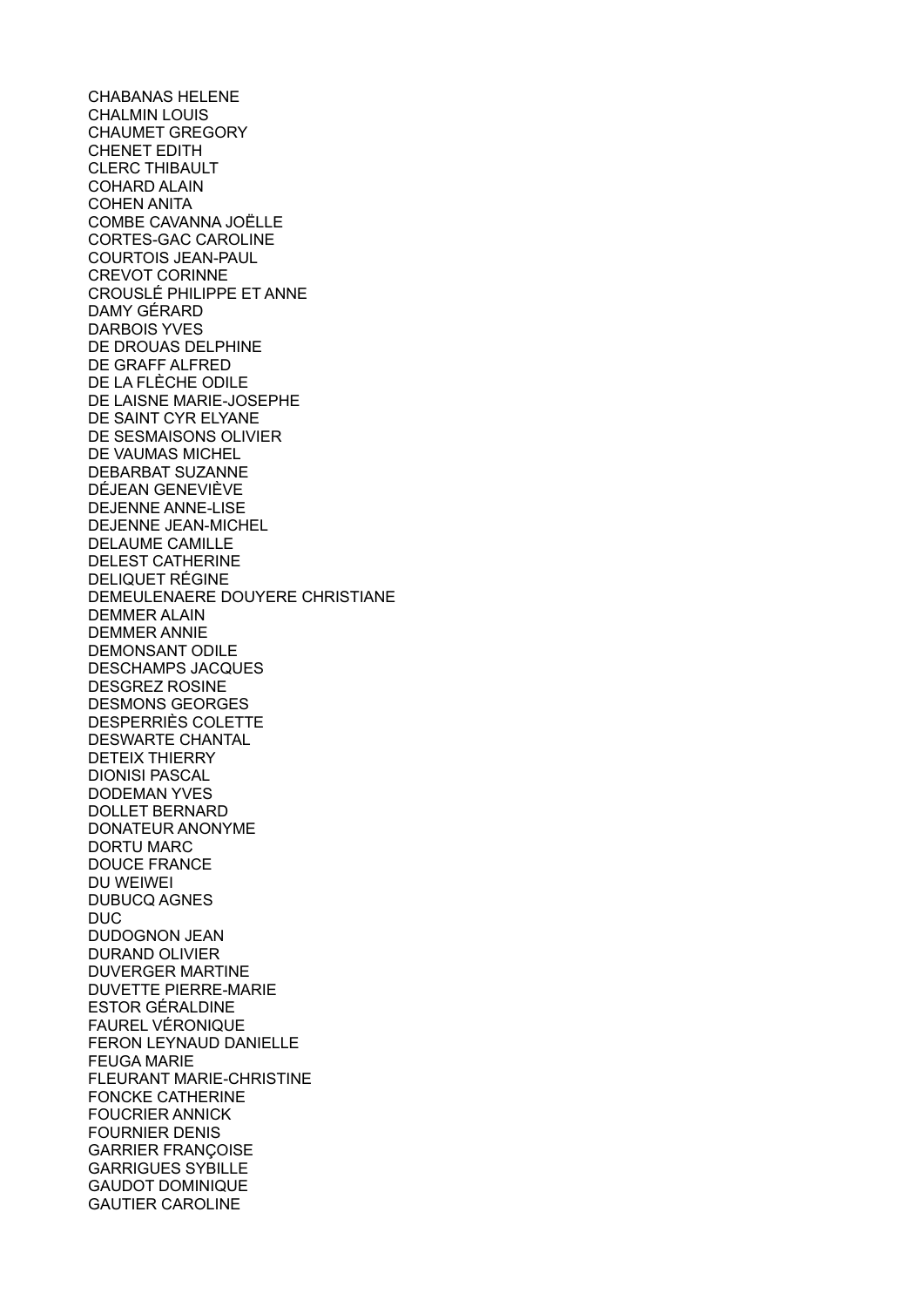CHABANAS HELENE
CHALMIN LOUIS
CHAUMET GREGORY
CHENET EDITH
CLERC THIBAULT
COHARD ALAIN
COHEN ANITA
COMBE CAVANNA JOËLLE
CORTES-GAC CAROLINE
COURTOIS JEAN-PAUL
CREVOT CORINNE
CROUSLÉ PHILIPPE ET ANNE
DAMY GÉRARD
DARBOIS YVES
DE DROUAS DELPHINE
DE GRAFF ALFRED
DE LA FLÈCHE ODILE
DE LAISNE MARIE-JOSEPHE
DE SAINT CYR ELYANE
DE SESMAISONS OLIVIER
DE VAUMAS MICHEL
DEBARBAT SUZANNE
DÉJEAN GENEVIÈVE
DEJENNE ANNE-LISE
DEJENNE JEAN-MICHEL
DELAUME CAMILLE
DELEST CATHERINE
DELIQUET RÉGINE
DEMEULENAERE DOUYERE CHRISTIANE
DEMMER ALAIN
DEMMER ANNIE
DEMONSANT ODILE
DESCHAMPS JACQUES
DESGREZ ROSINE
DESMONS GEORGES
DESPERRIÈS COLETTE
DESWARTE CHANTAL
DETEIX THIERRY
DIONISI PASCAL
DODEMAN YVES
DOLLET BERNARD
DONATEUR ANONYME
DORTU MARC
DOUCE FRANCE
DU WEIWEI
DUBUCQ AGNES
DUC
DUDOGNON JEAN
DURAND OLIVIER
DUVERGER MARTINE
DUVETTE PIERRE-MARIE
ESTOR GÉRALDINE
FAUREL VÉRONIQUE
FERON LEYNAUD DANIELLE
FEUGA MARIE
FLEURANT MARIE-CHRISTINE
FONCKE CATHERINE
FOUCRIER ANNICK
FOURNIER DENIS
GARRIER FRANÇOISE
GARRIGUES SYBILLE
GAUDOT DOMINIQUE
GAUTIER CAROLINE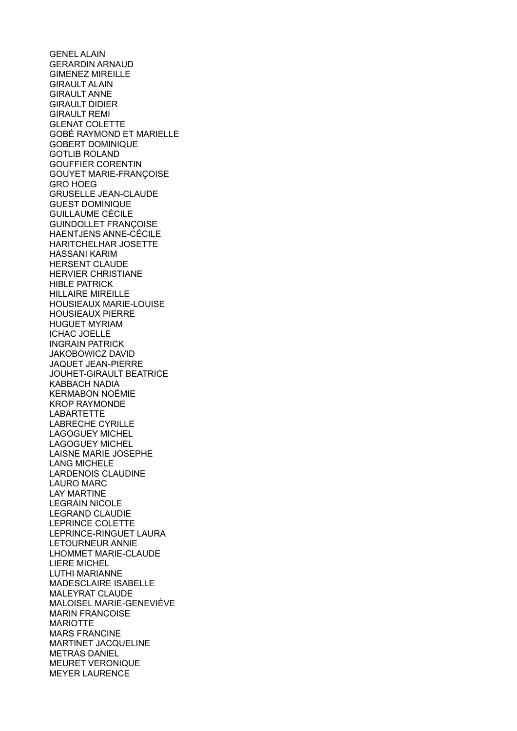GENEL ALAIN
GERARDIN ARNAUD
GIMENEZ MIREILLE
GIRAULT ALAIN
GIRAULT ANNE
GIRAULT DIDIER
GIRAULT REMI
GLENAT COLETTE
GOBÉ RAYMOND ET MARIELLE
GOBERT DOMINIQUE
GOTLIB ROLAND
GOUFFIER CORENTIN
GOUYET MARIE-FRANÇOISE
GRO HOEG
GRUSELLE JEAN-CLAUDE
GUEST DOMINIQUE
GUILLAUME CÉCILE
GUINDOLLET FRANÇOISE
HAENTJENS ANNE-CÉCILE
HARITCHELHAR JOSETTE
HASSANI KARIM
HERSENT CLAUDE
HERVIER CHRISTIANE
HIBLE PATRICK
HILLAIRE MIREILLE
HOUSIEAUX MARIE-LOUISE
HOUSIEAUX PIERRE
HUGUET MYRIAM
ICHAC JOELLE
INGRAIN PATRICK
JAKOBOWICZ DAVID
JAQUET JEAN-PIERRE
JOUHET-GIRAULT BEATRICE
KABBACH NADIA
KERMABON NOÉMIE
KROP RAYMONDE
LABARTETTE
LABRECHE CYRILLE
LAGOGUEY MICHEL
LAGOGUEY MICHEL
LAISNE MARIE JOSEPHE
LANG MICHELE
LARDENOIS CLAUDINE
LAURO MARC
LAY MARTINE
LEGRAIN NICOLE
LEGRAND CLAUDIE
LEPRINCE COLETTE
LEPRINCE-RINGUET LAURA
LETOURNEUR ANNIE
LHOMMET MARIE-CLAUDE
LIERE MICHEL
LUTHI MARIANNE
MADESCLAIRE ISABELLE
MALEYRAT CLAUDE
MALOISEL MARIE-GENEVIÈVE
MARIN FRANCOISE
MARIOTTE
MARS FRANCINE
MARTINET JACQUELINE
METRAS DANIEL
MEURET VERONIQUE
MEYER LAURENCE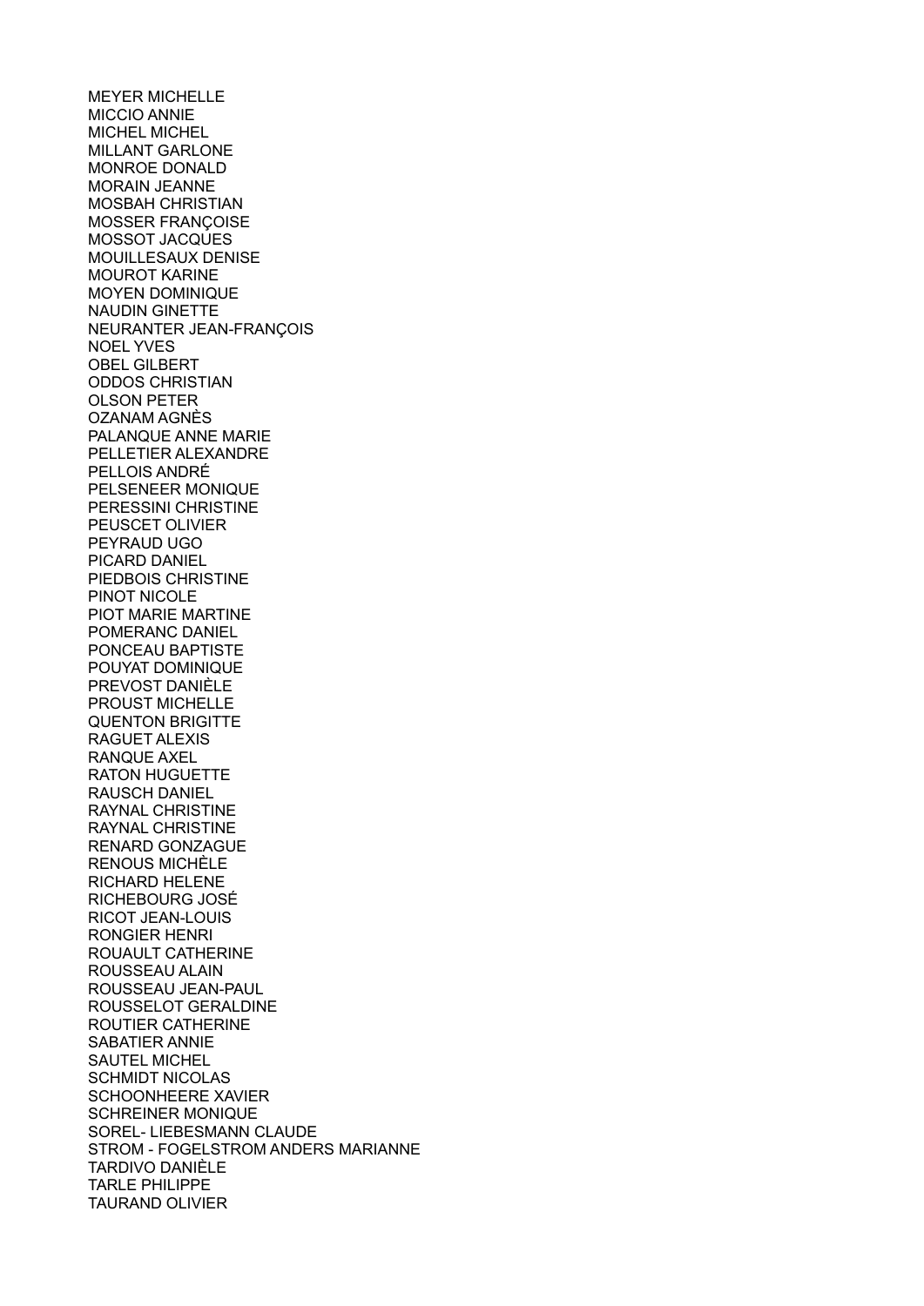MEYER MICHELLE
MICCIO ANNIE
MICHEL MICHEL
MILLANT GARLONE
MONROE DONALD
MORAIN JEANNE
MOSBAH CHRISTIAN
MOSSER FRANÇOISE
MOSSOT JACQUES
MOUILLESAUX DENISE
MOUROT KARINE
MOYEN DOMINIQUE
NAUDIN GINETTE
NEURANTER JEAN-FRANÇOIS
NOEL YVES
OBEL GILBERT
ODDOS CHRISTIAN
OLSON PETER
OZANAM AGNÈS
PALANQUE ANNE MARIE
PELLETIER ALEXANDRE
PELLOIS ANDRÉ
PELSENEER MONIQUE
PERESSINI CHRISTINE
PEUSCET OLIVIER
PEYRAUD UGO
PICARD DANIEL
PIEDBOIS CHRISTINE
PINOT NICOLE
PIOT MARIE MARTINE
POMERANC DANIEL
PONCEAU BAPTISTE
POUYAT DOMINIQUE
PREVOST DANIÈLE
PROUST MICHELLE
QUENTON BRIGITTE
RAGUET ALEXIS
RANQUE AXEL
RATON HUGUETTE
RAUSCH DANIEL
RAYNAL CHRISTINE
RAYNAL CHRISTINE
RENARD GONZAGUE
RENOUS MICHÈLE
RICHARD HELENE
RICHEBOURG JOSÉ
RICOT JEAN-LOUIS
RONGIER HENRI
ROUAULT CATHERINE
ROUSSEAU ALAIN
ROUSSEAU JEAN-PAUL
ROUSSELOT GERALDINE
ROUTIER CATHERINE
SABATIER ANNIE
SAUTEL MICHEL
SCHMIDT NICOLAS
SCHOONHEERE XAVIER
SCHREINER MONIQUE
SOREL- LIEBESMANN CLAUDE
STROM - FOGELSTROM ANDERS MARIANNE
TARDIVO DANIÈLE
TARLE PHILIPPE
TAURAND OLIVIER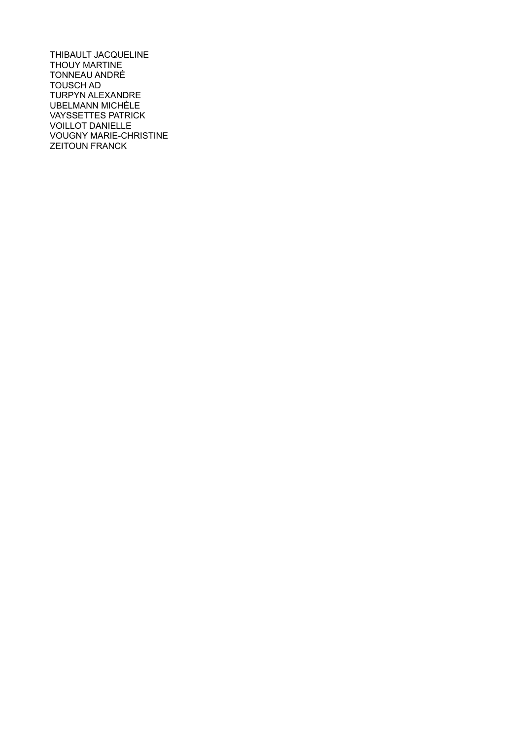THIBAULT JACQUELINE
THOUY MARTINE
TONNEAU ANDRÉ
TOUSCH AD
TURPYN ALEXANDRE
UBELMANN MICHÈLE
VAYSSETTES PATRICK
VOILLOT DANIELLE
VOUGNY MARIE-CHRISTINE
ZEITOUN FRANCK